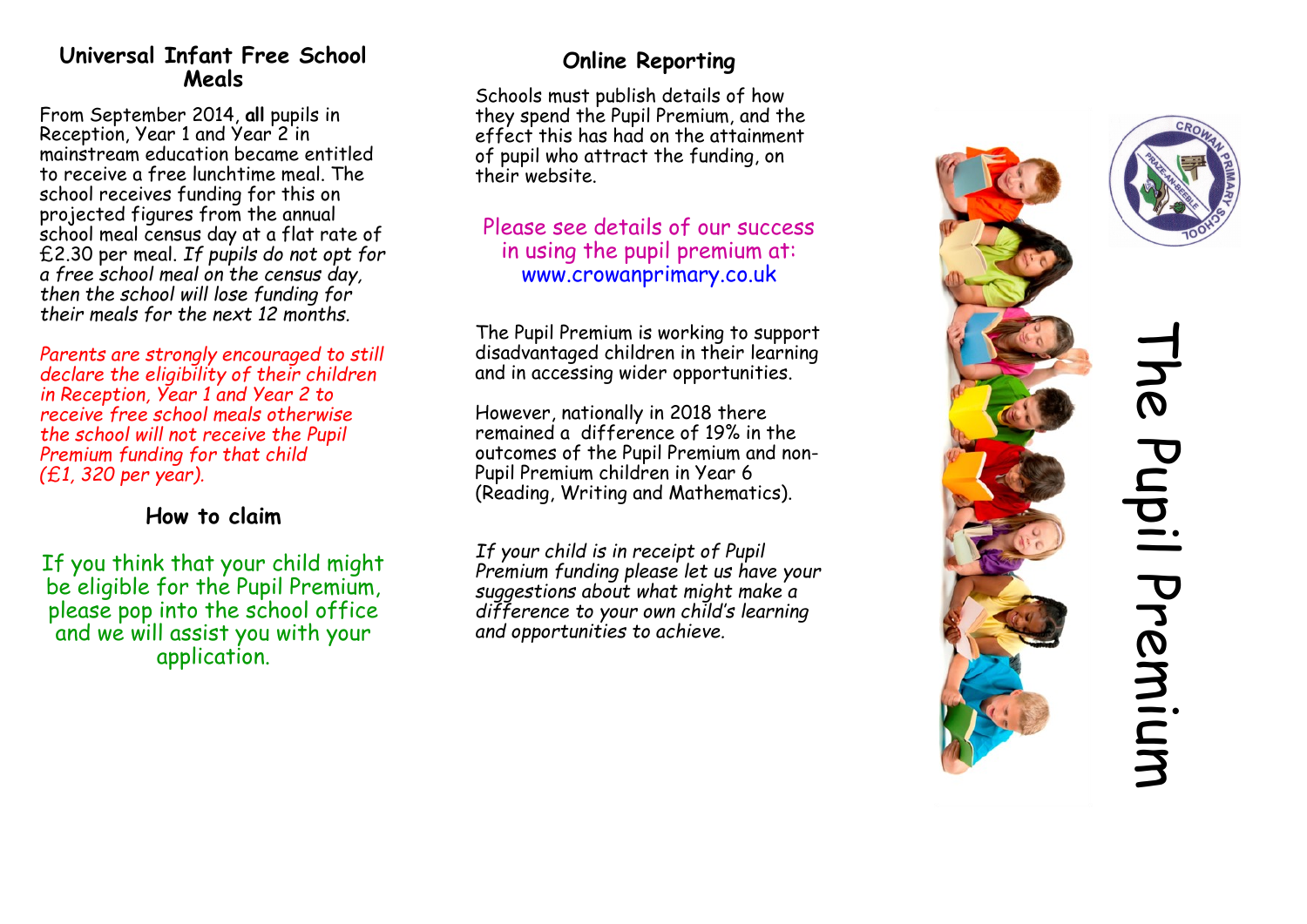## Universal Infant Free School Meals

From September 2014, **all** pupils in Reception, Year 1 and Year 2 in mainstream education became entitled to receive a free lunchtime meal. The school receives funding for this on projected figures from the annual school meal census day at a flat rate of £2.30 per meal. *If pupils do not opt for a free school meal on the census day, then the school will lose funding for their meals for the next 12 months.*

*Parents are strongly encouraged to still declare the eligibility of their children in Reception, Year 1 and Year 2 to receive free school meals otherwise the school will not receive the Pupil Premium funding for that child (£1, 320 per year).*

## How to claim

If you think that your child might be eligible for the Pupil Premium, please pop into the school office and we will assist you with your application.

## Online Reporting

Schools must publish details of how they spend the Pupil Premium, and the effect this has had on the attainment of pupil who attract the funding, on their website.

Please see details of our success in using the pupil premium at: www.crowanprimary.co.uk

The Pupil Premium is working to support disadvantaged children in their learning and in accessing wider opportunities.

However, nationally in 2018 there remained a difference of 19% in the outcomes of the Pupil Premium and non-Pupil Premium children in Year 6 (Reading, Writing and Mathematics).

*If your child is in receipt of Pupil Premium funding please let us have your suggestions about what might make a difference to your own child's learning and opportunities to achieve.*

CROWAN PRIMARY SCHOOL
PRAZE-AN-BEEBLE

# The Pupil Premium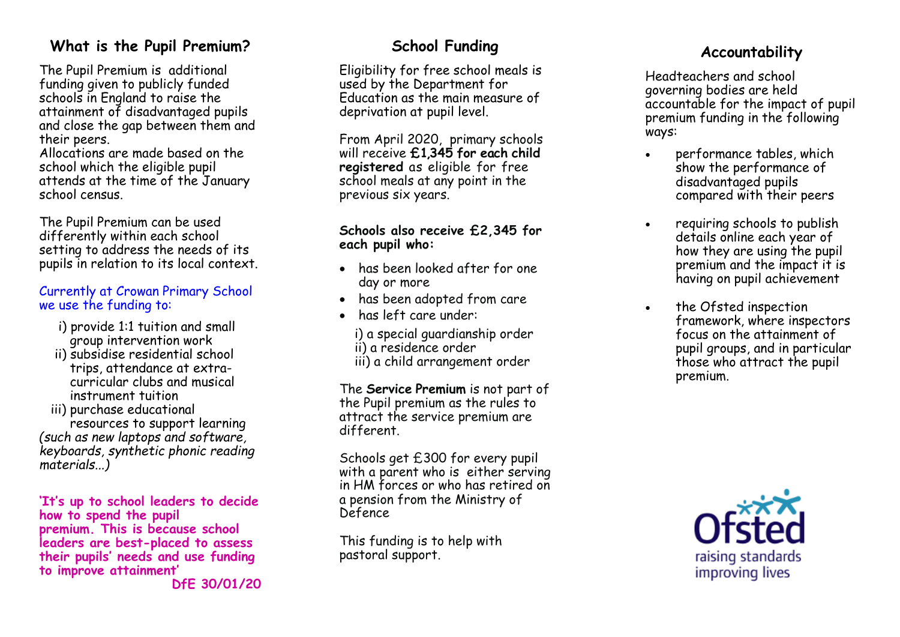## What is the Pupil Premium?

The Pupil Premium is additional funding given to publicly funded schools in England to raise the attainment of disadvantaged pupils and close the gap between them and their peers.
Allocations are made based on the school which the eligible pupil attends at the time of the January school census.

The Pupil Premium can be used differently within each school setting to address the needs of its pupils in relation to its local context.

Currently at Crowan Primary School we use the funding to:

i) provide 1:1 tuition and small group intervention work
ii) subsidise residential school trips, attendance at extra-curricular clubs and musical instrument tuition
iii) purchase educational resources to support learning *(such as new laptops and software, keyboards, synthetic phonic reading materials...)*

**'It's up to school leaders to decide how to spend the pupil premium. This is because school leaders are best-placed to assess their pupils' needs and use funding to improve attainment'**
**DfE 30/01/20**

## School Funding

Eligibility for free school meals is used by the Department for Education as the main measure of deprivation at pupil level.

From April 2020, primary schools will receive **£1,345 for each child registered** as eligible for free school meals at any point in the previous six years.

**Schools also receive £2,345 for each pupil who:**

- has been looked after for one day or more
- has been adopted from care
- has left care under:
  - i) a special guardianship order
  - ii) a residence order
  - iii) a child arrangement order

The **Service Premium** is not part of the Pupil premium as the rules to attract the service premium are different.

Schools get £300 for every pupil with a parent who is either serving in HM forces or who has retired on a pension from the Ministry of Defence

This funding is to help with pastoral support.

## Accountability

Headteachers and school governing bodies are held accountable for the impact of pupil premium funding in the following ways:

- performance tables, which show the performance of disadvantaged pupils compared with their peers
- requiring schools to publish details online each year of how they are using the pupil premium and the impact it is having on pupil achievement
- the Ofsted inspection framework, where inspectors focus on the attainment of pupil groups, and in particular those who attract the pupil premium.

Ofsted
raising standards
improving lives